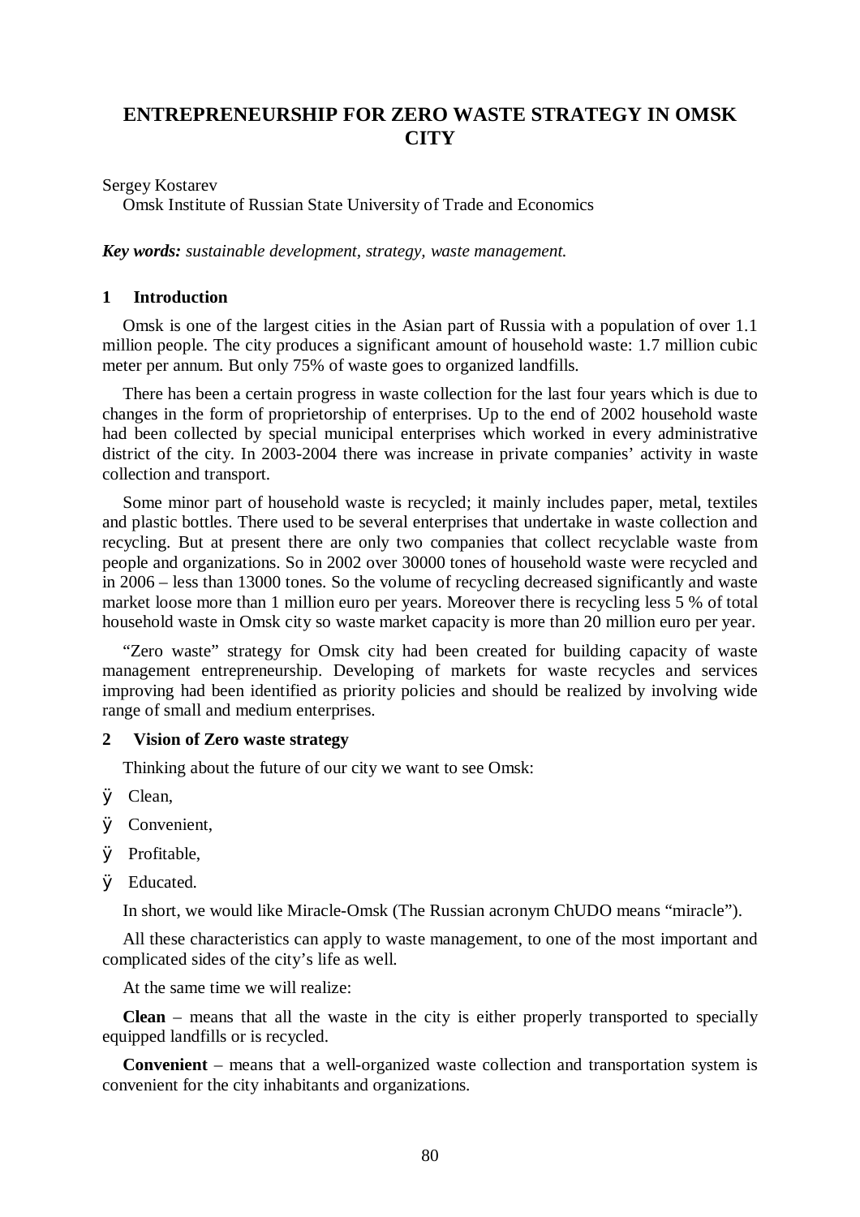# ENTREPRENEURSHIP FOR ZERO WASTE STRATEGY IN OMSK CITY

Sergey Kostarev

Omsk Institute of Russian State University of Trade and Economics

***Key words:*** *sustainable development, strategy, waste management.*

## 1 Introduction

Omsk is one of the largest cities in the Asian part of Russia with a population of over 1.1 million people. The city produces a significant amount of household waste: 1.7 million cubic meter per annum. But only 75% of waste goes to organized landfills.

There has been a certain progress in waste collection for the last four years which is due to changes in the form of proprietorship of enterprises. Up to the end of 2002 household waste had been collected by special municipal enterprises which worked in every administrative district of the city. In 2003-2004 there was increase in private companies' activity in waste collection and transport.

Some minor part of household waste is recycled; it mainly includes paper, metal, textiles and plastic bottles. There used to be several enterprises that undertake in waste collection and recycling. But at present there are only two companies that collect recyclable waste from people and organizations. So in 2002 over 30000 tones of household waste were recycled and in 2006 – less than 13000 tones. So the volume of recycling decreased significantly and waste market loose more than 1 million euro per years. Moreover there is recycling less 5 % of total household waste in Omsk city so waste market capacity is more than 20 million euro per year.

"Zero waste" strategy for Omsk city had been created for building capacity of waste management entrepreneurship. Developing of markets for waste recycles and services improving had been identified as priority policies and should be realized by involving wide range of small and medium enterprises.

## 2 Vision of Zero waste strategy

Thinking about the future of our city we want to see Omsk:

- Clean,
- Convenient,
- Profitable,
- Educated.

In short, we would like Miracle-Omsk (The Russian acronym ChUDO means "miracle").

All these characteristics can apply to waste management, to one of the most important and complicated sides of the city's life as well.

At the same time we will realize:

**Clean** – means that all the waste in the city is either properly transported to specially equipped landfills or is recycled.

**Convenient** – means that a well-organized waste collection and transportation system is convenient for the city inhabitants and organizations.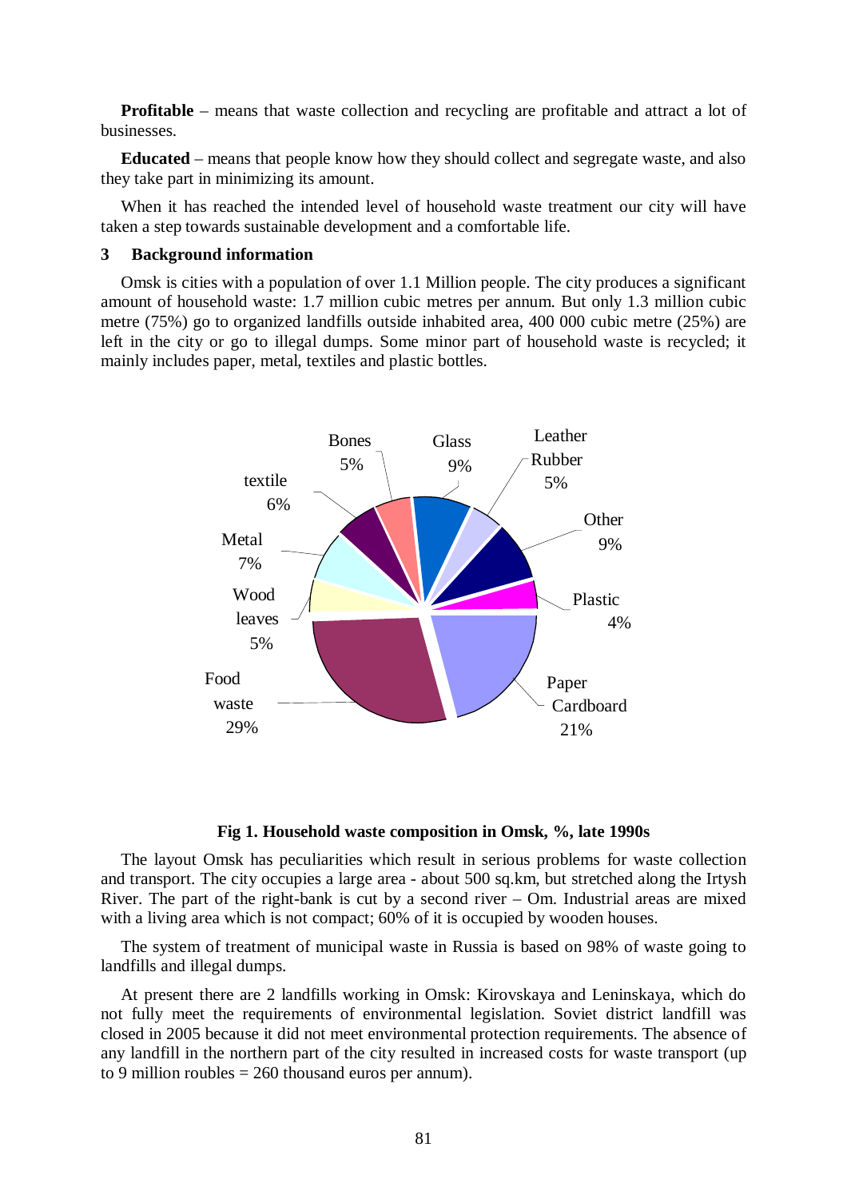**Profitable** – means that waste collection and recycling are profitable and attract a lot of businesses.

**Educated** – means that people know how they should collect and segregate waste, and also they take part in minimizing its amount.

When it has reached the intended level of household waste treatment our city will have taken a step towards sustainable development and a comfortable life.

## 3 Background information

Omsk is cities with a population of over 1.1 Million people. The city produces a significant amount of household waste: 1.7 million cubic metres per annum. But only 1.3 million cubic metre (75%) go to organized landfills outside inhabited area, 400 000 cubic metre (25%) are left in the city or go to illegal dumps. Some minor part of household waste is recycled; it mainly includes paper, metal, textiles and plastic bottles.

Bones 5%, Glass 9%, Leather Rubber 5%, Other 9%, Plastic 4%, Paper Cardboard 21%, Food waste 29%, Wood leaves 5%, Metal 7%, textile 6%

**Fig 1. Household waste composition in Omsk, %, late 1990s**

The layout Omsk has peculiarities which result in serious problems for waste collection and transport. The city occupies a large area - about 500 sq.km, but stretched along the Irtysh River. The part of the right-bank is cut by a second river – Om. Industrial areas are mixed with a living area which is not compact; 60% of it is occupied by wooden houses.

The system of treatment of municipal waste in Russia is based on 98% of waste going to landfills and illegal dumps.

At present there are 2 landfills working in Omsk: Kirovskaya and Leninskaya, which do not fully meet the requirements of environmental legislation. Soviet district landfill was closed in 2005 because it did not meet environmental protection requirements. The absence of any landfill in the northern part of the city resulted in increased costs for waste transport (up to 9 million roubles = 260 thousand euros per annum).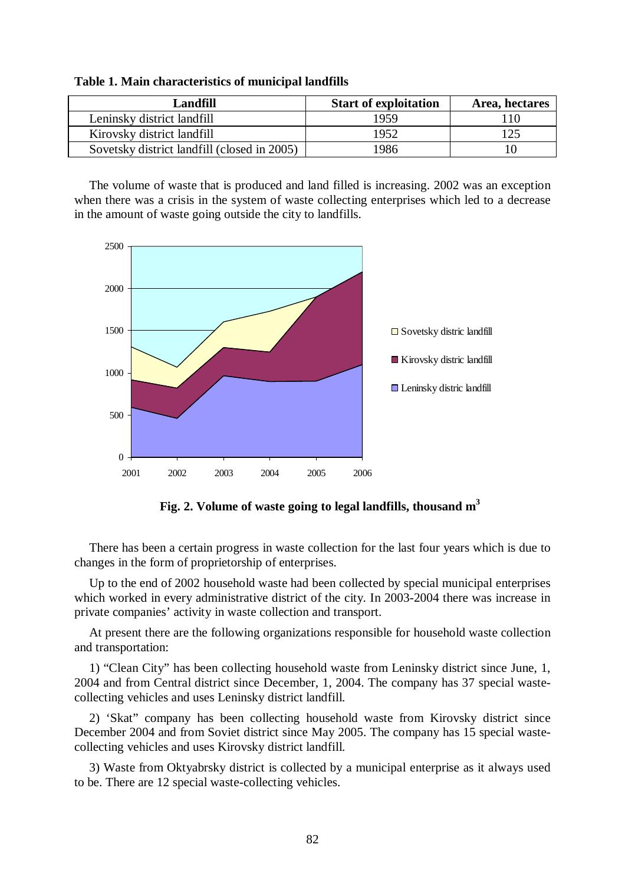**Table 1. Main characteristics of municipal landfills**

| Landfill | Start of exploitation | Area, hectares |
|---|---|---|
| Leninsky district landfill | 1959 | 110 |
| Kirovsky district landfill | 1952 | 125 |
| Sovetsky district landfill (closed in 2005) | 1986 | 10 |

The volume of waste that is produced and land filled is increasing. 2002 was an exception when there was a crisis in the system of waste collecting enterprises which led to a decrease in the amount of waste going outside the city to landfills.

**Fig. 2. Volume of waste going to legal landfills, thousand m$^3$**

There has been a certain progress in waste collection for the last four years which is due to changes in the form of proprietorship of enterprises.

Up to the end of 2002 household waste had been collected by special municipal enterprises which worked in every administrative district of the city. In 2003-2004 there was increase in private companies' activity in waste collection and transport.

At present there are the following organizations responsible for household waste collection and transportation:

1) "Clean City" has been collecting household waste from Leninsky district since June, 1, 2004 and from Central district since December, 1, 2004. The company has 37 special waste-collecting vehicles and uses Leninsky district landfill.

2) 'Skat" company has been collecting household waste from Kirovsky district since December 2004 and from Soviet district since May 2005. The company has 15 special waste-collecting vehicles and uses Kirovsky district landfill.

3) Waste from Oktyabrsky district is collected by a municipal enterprise as it always used to be. There are 12 special waste-collecting vehicles.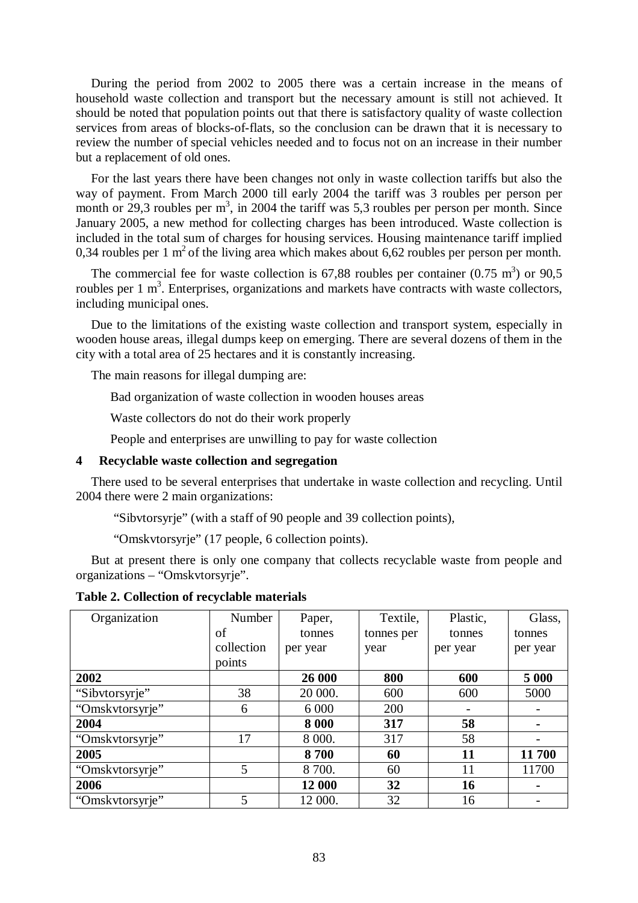During the period from 2002 to 2005 there was a certain increase in the means of household waste collection and transport but the necessary amount is still not achieved. It should be noted that population points out that there is satisfactory quality of waste collection services from areas of blocks-of-flats, so the conclusion can be drawn that it is necessary to review the number of special vehicles needed and to focus not on an increase in their number but a replacement of old ones.

For the last years there have been changes not only in waste collection tariffs but also the way of payment. From March 2000 till early 2004 the tariff was 3 roubles per person per month or 29,3 roubles per $m^3$, in 2004 the tariff was 5,3 roubles per person per month. Since January 2005, a new method for collecting charges has been introduced. Waste collection is included in the total sum of charges for housing services. Housing maintenance tariff implied 0,34 roubles per 1 $m^2$ of the living area which makes about 6,62 roubles per person per month.

The commercial fee for waste collection is 67,88 roubles per container (0.75 $m^3$) or 90,5 roubles per 1 $m^3$. Enterprises, organizations and markets have contracts with waste collectors, including municipal ones.

Due to the limitations of the existing waste collection and transport system, especially in wooden house areas, illegal dumps keep on emerging. There are several dozens of them in the city with a total area of 25 hectares and it is constantly increasing.

The main reasons for illegal dumping are:

Bad organization of waste collection in wooden houses areas

Waste collectors do not do their work properly

People and enterprises are unwilling to pay for waste collection

## 4 Recyclable waste collection and segregation

There used to be several enterprises that undertake in waste collection and recycling. Until 2004 there were 2 main organizations:

"Sibvtorsyrje" (with a staff of 90 people and 39 collection points),

"Omskvtorsyrje" (17 people, 6 collection points).

But at present there is only one company that collects recyclable waste from people and organizations – "Omskvtorsyrje".

**Table 2. Collection of recyclable materials**

| Organization | Number of collection points | Paper, tonnes per year | Textile, tonnes per year | Plastic, tonnes per year | Glass, tonnes per year |
|---|---|---|---|---|---|
| **2002** | | **26 000** | **800** | **600** | **5 000** |
| "Sibvtorsyrje" | 38 | 20 000. | 600 | 600 | 5000 |
| "Omskvtorsyrje" | 6 | 6 000 | 200 | - | - |
| **2004** | | **8 000** | **317** | **58** | **-** |
| "Omskvtorsyrje" | 17 | 8 000. | 317 | 58 | - |
| **2005** | | **8 700** | **60** | **11** | **11 700** |
| "Omskvtorsyrje" | 5 | 8 700. | 60 | 11 | 11700 |
| **2006** | | **12 000** | **32** | **16** | **-** |
| "Omskvtorsyrje" | 5 | 12 000. | 32 | 16 | - |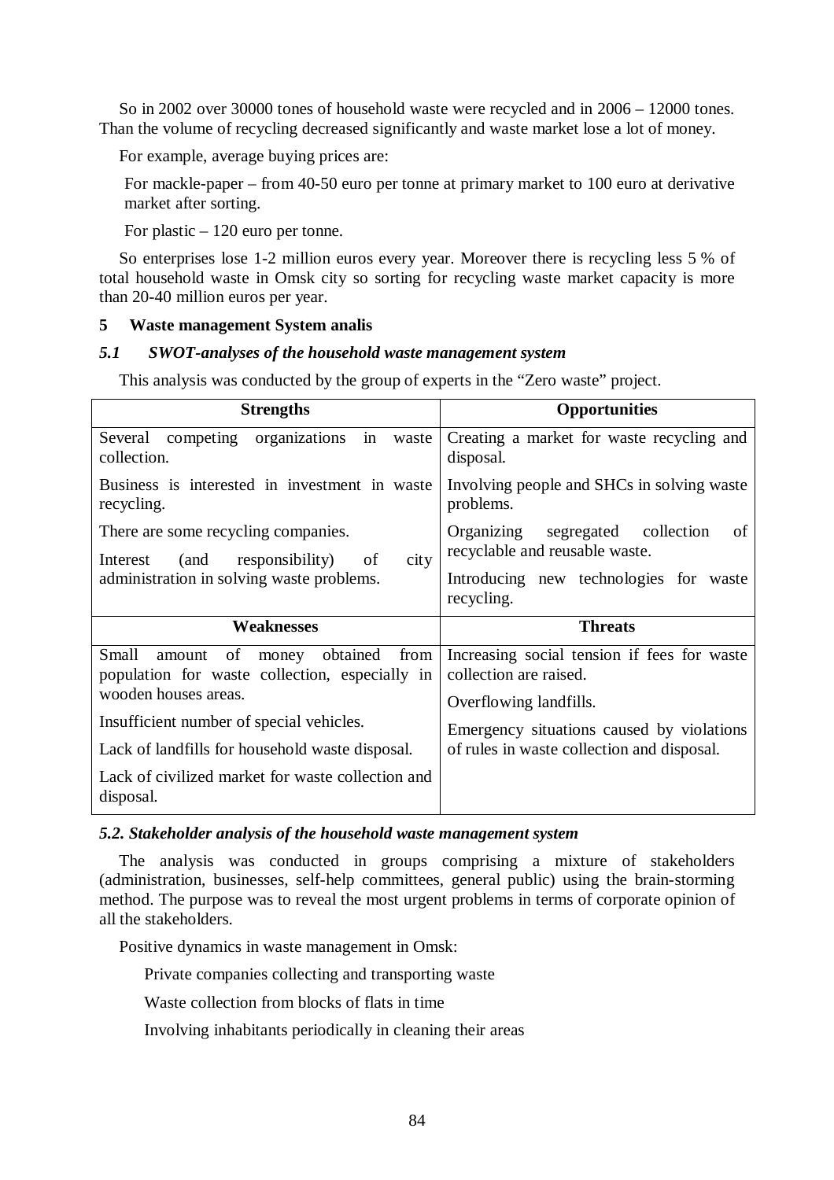So in 2002 over 30000 tones of household waste were recycled and in 2006 – 12000 tones. Than the volume of recycling decreased significantly and waste market lose a lot of money.

For example, average buying prices are:

For mackle-paper – from 40-50 euro per tonne at primary market to 100 euro at derivative market after sorting.

For plastic – 120 euro per tonne.

So enterprises lose 1-2 million euros every year. Moreover there is recycling less 5 % of total household waste in Omsk city so sorting for recycling waste market capacity is more than 20-40 million euros per year.

## 5 Waste management System analis

### *5.1 SWOT-analyses of the household waste management system*

This analysis was conducted by the group of experts in the "Zero waste" project.

| **Strengths** | **Opportunities** |
|---|---|
| Several competing organizations in waste collection.<br>Business is interested in investment in waste recycling.<br>There are some recycling companies.<br>Interest (and responsibility) of city administration in solving waste problems. | Creating a market for waste recycling and disposal.<br>Involving people and SHCs in solving waste problems.<br>Organizing segregated collection of recyclable and reusable waste.<br>Introducing new technologies for waste recycling. |
| **Weaknesses** | **Threats** |
| Small amount of money obtained from population for waste collection, especially in wooden houses areas.<br>Insufficient number of special vehicles.<br>Lack of landfills for household waste disposal.<br>Lack of civilized market for waste collection and disposal. | Increasing social tension if fees for waste collection are raised.<br>Overflowing landfills.<br>Emergency situations caused by violations of rules in waste collection and disposal. |

### *5.2. Stakeholder analysis of the household waste management system*

The analysis was conducted in groups comprising a mixture of stakeholders (administration, businesses, self-help committees, general public) using the brain-storming method. The purpose was to reveal the most urgent problems in terms of corporate opinion of all the stakeholders.

Positive dynamics in waste management in Omsk:

- Private companies collecting and transporting waste
- Waste collection from blocks of flats in time
- Involving inhabitants periodically in cleaning their areas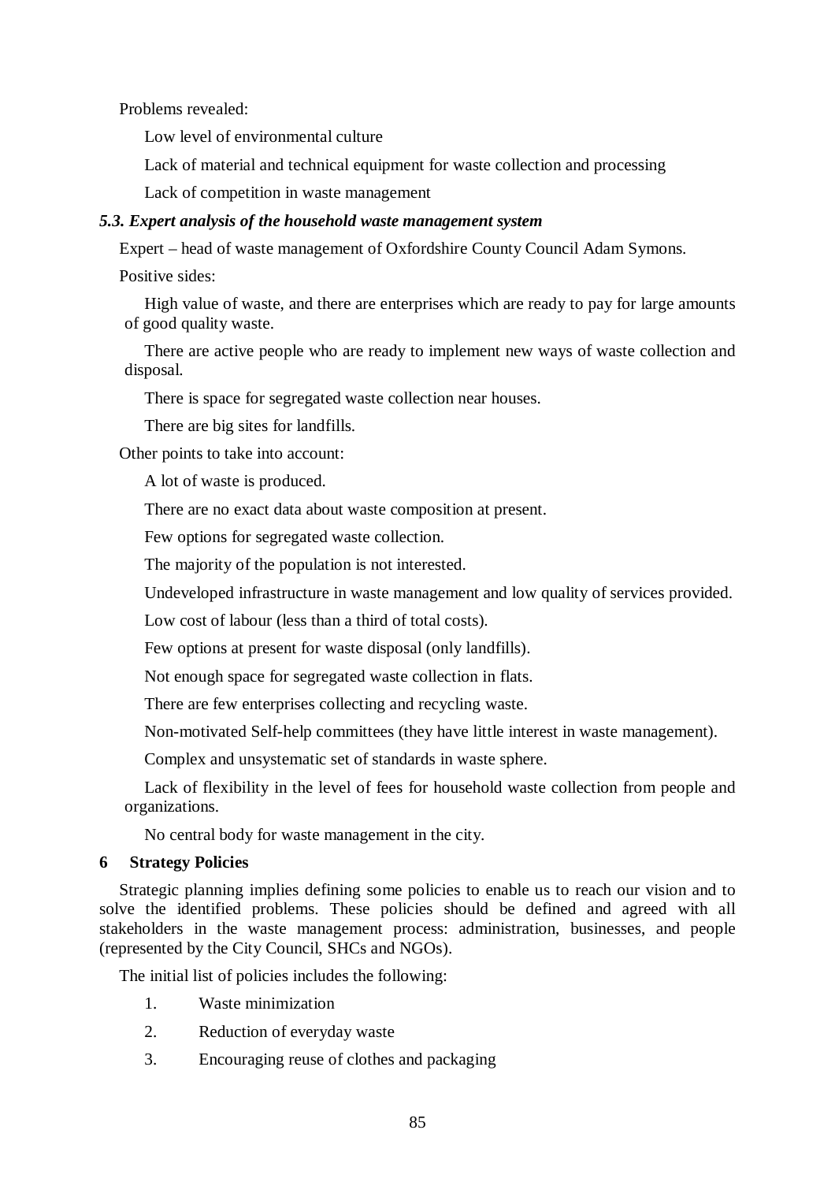Problems revealed:

- Low level of environmental culture
- Lack of material and technical equipment for waste collection and processing
- Lack of competition in waste management

### *5.3. Expert analysis of the household waste management system*

Expert – head of waste management of Oxfordshire County Council Adam Symons.

Positive sides:

- High value of waste, and there are enterprises which are ready to pay for large amounts of good quality waste.
- There are active people who are ready to implement new ways of waste collection and disposal.
- There is space for segregated waste collection near houses.
- There are big sites for landfills.

Other points to take into account:

- A lot of waste is produced.
- There are no exact data about waste composition at present.
- Few options for segregated waste collection.
- The majority of the population is not interested.
- Undeveloped infrastructure in waste management and low quality of services provided.
- Low cost of labour (less than a third of total costs).
- Few options at present for waste disposal (only landfills).
- Not enough space for segregated waste collection in flats.
- There are few enterprises collecting and recycling waste.
- Non-motivated Self-help committees (they have little interest in waste management).
- Complex and unsystematic set of standards in waste sphere.
- Lack of flexibility in the level of fees for household waste collection from people and organizations.
- No central body for waste management in the city.

## 6 Strategy Policies

Strategic planning implies defining some policies to enable us to reach our vision and to solve the identified problems. These policies should be defined and agreed with all stakeholders in the waste management process: administration, businesses, and people (represented by the City Council, SHCs and NGOs).

The initial list of policies includes the following:

1. Waste minimization
2. Reduction of everyday waste
3. Encouraging reuse of clothes and packaging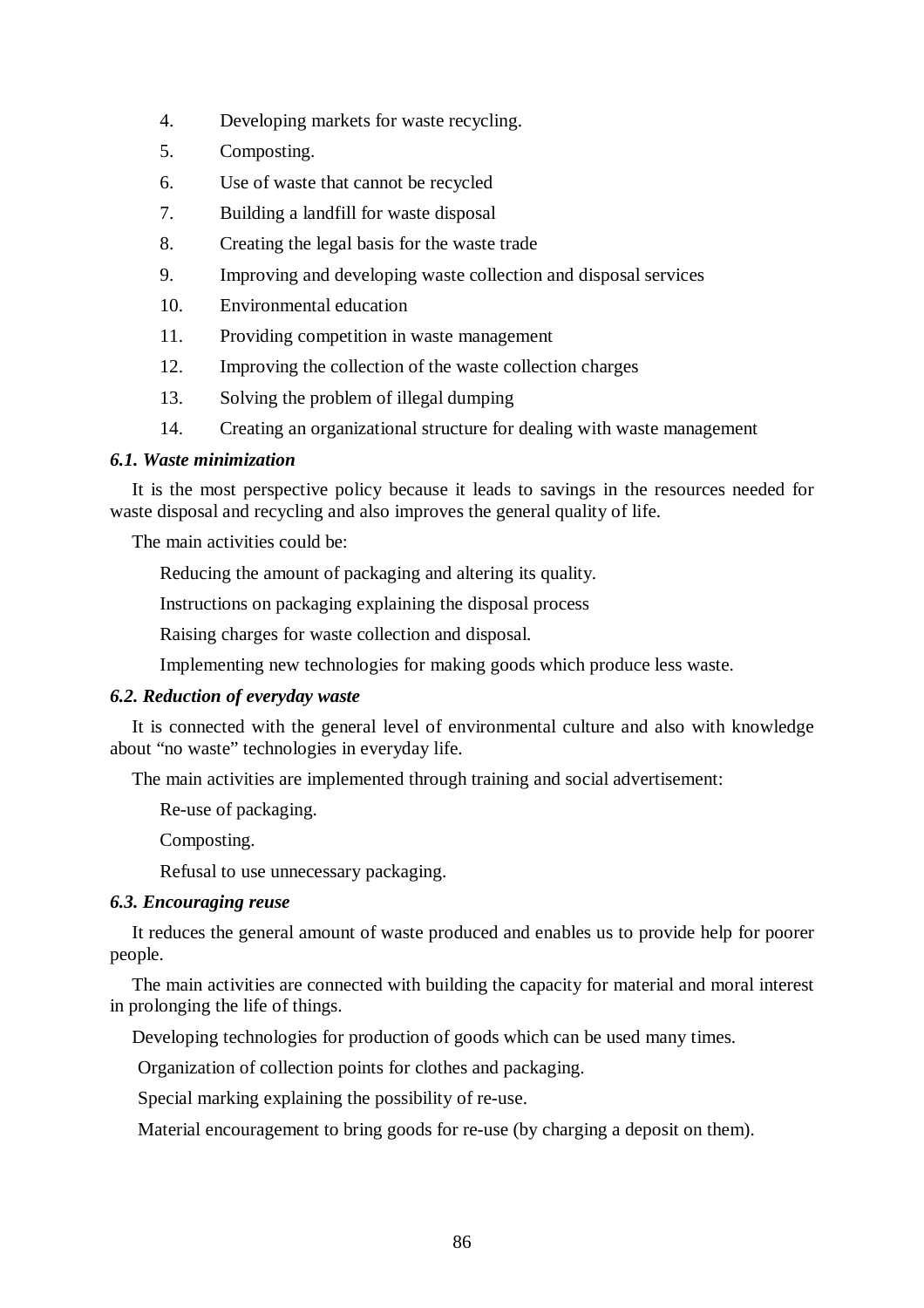4. Developing markets for waste recycling.
5. Composting.
6. Use of waste that cannot be recycled
7. Building a landfill for waste disposal
8. Creating the legal basis for the waste trade
9. Improving and developing waste collection and disposal services
10. Environmental education
11. Providing competition in waste management
12. Improving the collection of the waste collection charges
13. Solving the problem of illegal dumping
14. Creating an organizational structure for dealing with waste management

### *6.1. Waste minimization*

It is the most perspective policy because it leads to savings in the resources needed for waste disposal and recycling and also improves the general quality of life.

The main activities could be:

Reducing the amount of packaging and altering its quality.

Instructions on packaging explaining the disposal process

Raising charges for waste collection and disposal.

Implementing new technologies for making goods which produce less waste.

### *6.2. Reduction of everyday waste*

It is connected with the general level of environmental culture and also with knowledge about "no waste" technologies in everyday life.

The main activities are implemented through training and social advertisement:

Re-use of packaging.

Composting.

Refusal to use unnecessary packaging.

### *6.3. Encouraging reuse*

It reduces the general amount of waste produced and enables us to provide help for poorer people.

The main activities are connected with building the capacity for material and moral interest in prolonging the life of things.

Developing technologies for production of goods which can be used many times.

Organization of collection points for clothes and packaging.

Special marking explaining the possibility of re-use.

Material encouragement to bring goods for re-use (by charging a deposit on them).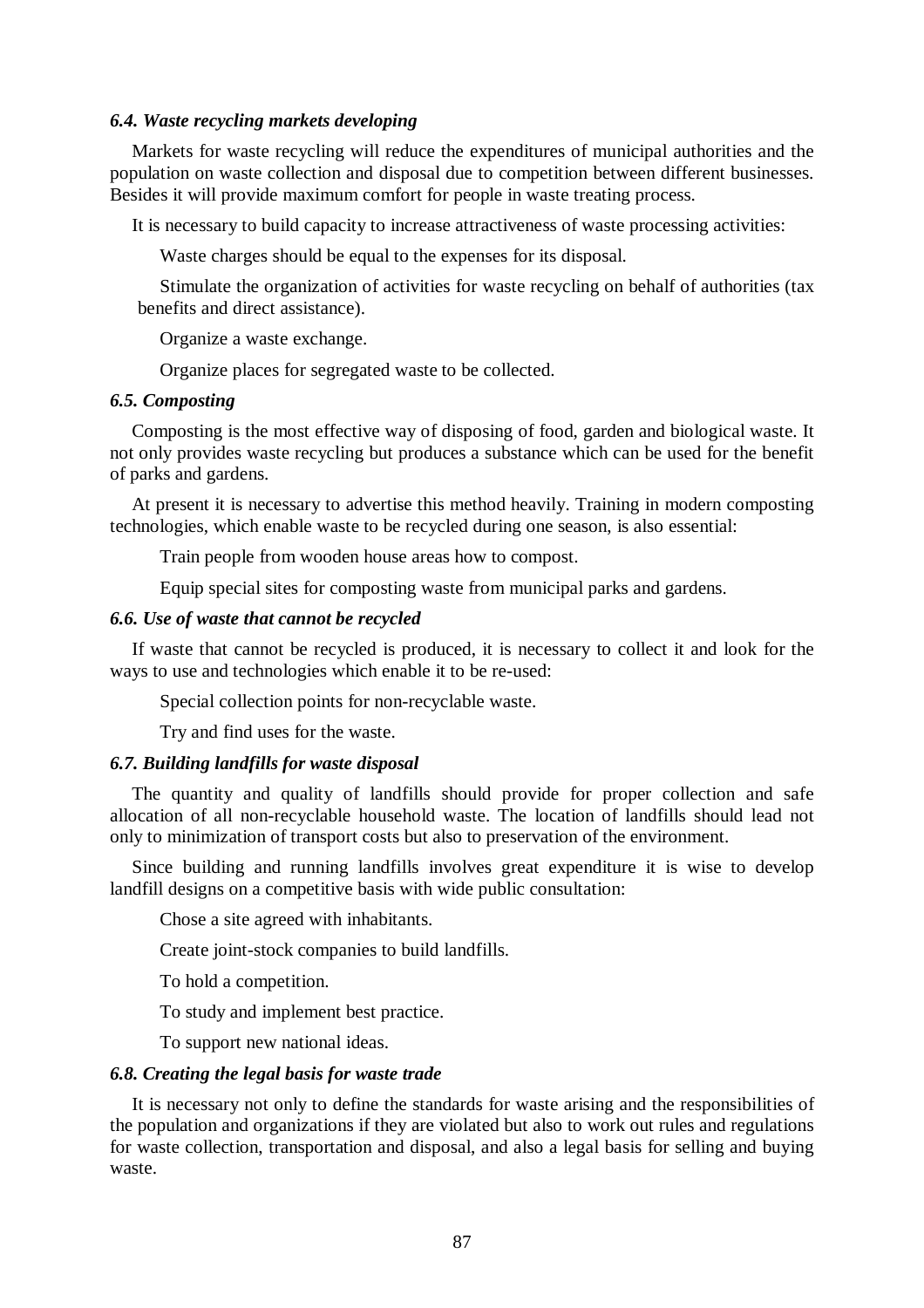### *6.4. Waste recycling markets developing*

Markets for waste recycling will reduce the expenditures of municipal authorities and the population on waste collection and disposal due to competition between different businesses. Besides it will provide maximum comfort for people in waste treating process.

It is necessary to build capacity to increase attractiveness of waste processing activities:

Waste charges should be equal to the expenses for its disposal.

Stimulate the organization of activities for waste recycling on behalf of authorities (tax benefits and direct assistance).

Organize a waste exchange.

Organize places for segregated waste to be collected.

### *6.5. Composting*

Composting is the most effective way of disposing of food, garden and biological waste. It not only provides waste recycling but produces a substance which can be used for the benefit of parks and gardens.

At present it is necessary to advertise this method heavily. Training in modern composting technologies, which enable waste to be recycled during one season, is also essential:

Train people from wooden house areas how to compost.

Equip special sites for composting waste from municipal parks and gardens.

### *6.6. Use of waste that cannot be recycled*

If waste that cannot be recycled is produced, it is necessary to collect it and look for the ways to use and technologies which enable it to be re-used:

Special collection points for non-recyclable waste.

Try and find uses for the waste.

### *6.7. Building landfills for waste disposal*

The quantity and quality of landfills should provide for proper collection and safe allocation of all non-recyclable household waste. The location of landfills should lead not only to minimization of transport costs but also to preservation of the environment.

Since building and running landfills involves great expenditure it is wise to develop landfill designs on a competitive basis with wide public consultation:

Chose a site agreed with inhabitants.

Create joint-stock companies to build landfills.

To hold a competition.

To study and implement best practice.

To support new national ideas.

### *6.8. Creating the legal basis for waste trade*

It is necessary not only to define the standards for waste arising and the responsibilities of the population and organizations if they are violated but also to work out rules and regulations for waste collection, transportation and disposal, and also a legal basis for selling and buying waste.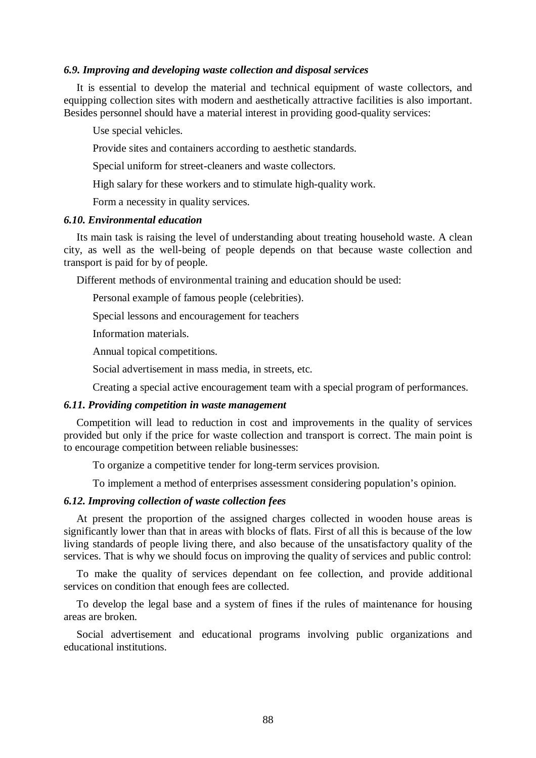### *6.9. Improving and developing waste collection and disposal services*

It is essential to develop the material and technical equipment of waste collectors, and equipping collection sites with modern and aesthetically attractive facilities is also important. Besides personnel should have a material interest in providing good-quality services:

Use special vehicles.

Provide sites and containers according to aesthetic standards.

Special uniform for street-cleaners and waste collectors.

High salary for these workers and to stimulate high-quality work.

Form a necessity in quality services.

### *6.10. Environmental education*

Its main task is raising the level of understanding about treating household waste. A clean city, as well as the well-being of people depends on that because waste collection and transport is paid for by of people.

Different methods of environmental training and education should be used:

Personal example of famous people (celebrities).

Special lessons and encouragement for teachers

Information materials.

Annual topical competitions.

Social advertisement in mass media, in streets, etc.

Creating a special active encouragement team with a special program of performances.

### *6.11. Providing competition in waste management*

Competition will lead to reduction in cost and improvements in the quality of services provided but only if the price for waste collection and transport is correct. The main point is to encourage competition between reliable businesses:

To organize a competitive tender for long-term services provision.

To implement a method of enterprises assessment considering population's opinion.

### *6.12. Improving collection of waste collection fees*

At present the proportion of the assigned charges collected in wooden house areas is significantly lower than that in areas with blocks of flats. First of all this is because of the low living standards of people living there, and also because of the unsatisfactory quality of the services. That is why we should focus on improving the quality of services and public control:

To make the quality of services dependant on fee collection, and provide additional services on condition that enough fees are collected.

To develop the legal base and a system of fines if the rules of maintenance for housing areas are broken.

Social advertisement and educational programs involving public organizations and educational institutions.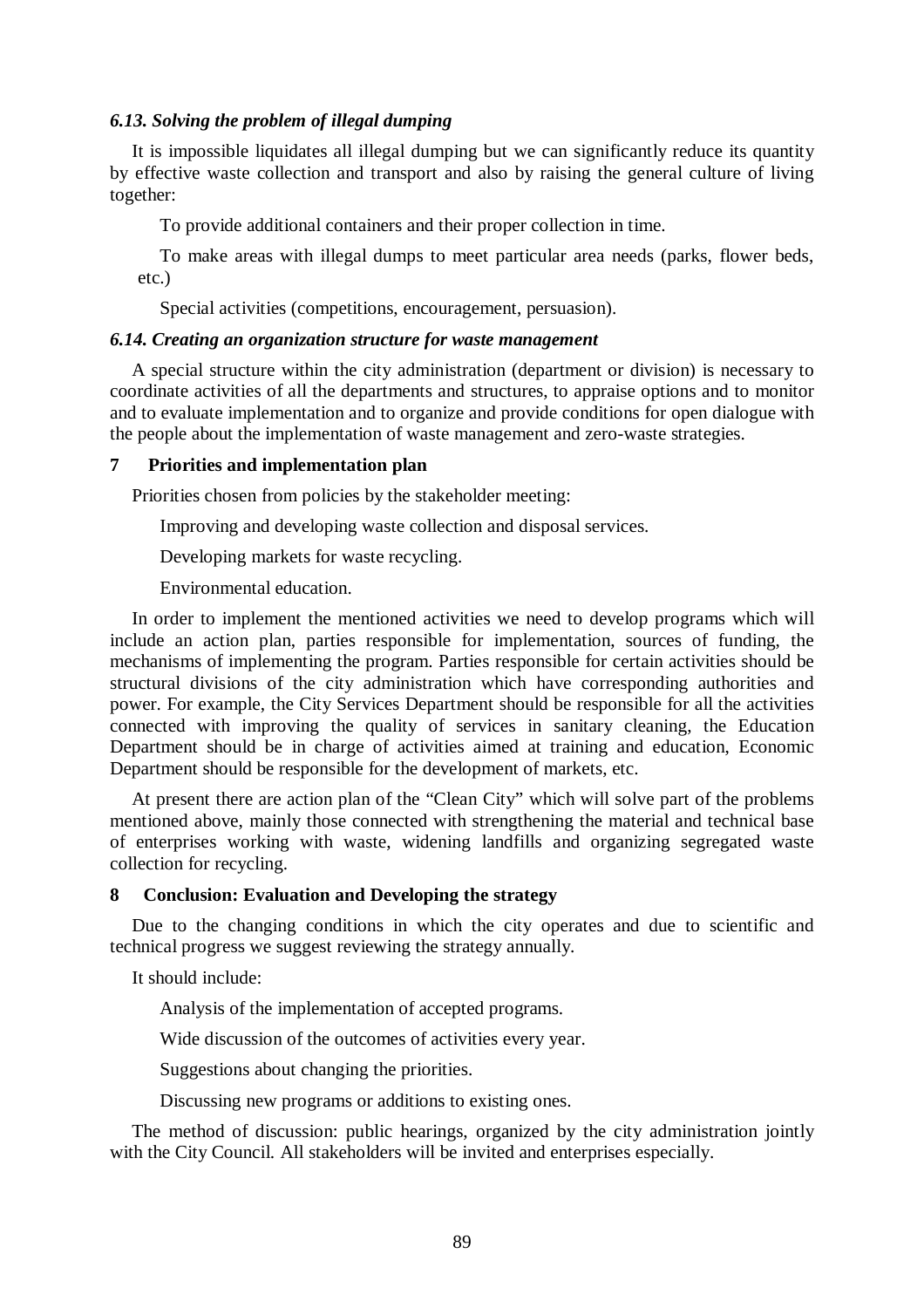### *6.13. Solving the problem of illegal dumping*

It is impossible liquidates all illegal dumping but we can significantly reduce its quantity by effective waste collection and transport and also by raising the general culture of living together:

To provide additional containers and their proper collection in time.

To make areas with illegal dumps to meet particular area needs (parks, flower beds, etc.)

Special activities (competitions, encouragement, persuasion).

### *6.14. Creating an organization structure for waste management*

A special structure within the city administration (department or division) is necessary to coordinate activities of all the departments and structures, to appraise options and to monitor and to evaluate implementation and to organize and provide conditions for open dialogue with the people about the implementation of waste management and zero-waste strategies.

## 7 Priorities and implementation plan

Priorities chosen from policies by the stakeholder meeting:

Improving and developing waste collection and disposal services.

Developing markets for waste recycling.

Environmental education.

In order to implement the mentioned activities we need to develop programs which will include an action plan, parties responsible for implementation, sources of funding, the mechanisms of implementing the program. Parties responsible for certain activities should be structural divisions of the city administration which have corresponding authorities and power. For example, the City Services Department should be responsible for all the activities connected with improving the quality of services in sanitary cleaning, the Education Department should be in charge of activities aimed at training and education, Economic Department should be responsible for the development of markets, etc.

At present there are action plan of the "Clean City" which will solve part of the problems mentioned above, mainly those connected with strengthening the material and technical base of enterprises working with waste, widening landfills and organizing segregated waste collection for recycling.

## 8 Conclusion: Evaluation and Developing the strategy

Due to the changing conditions in which the city operates and due to scientific and technical progress we suggest reviewing the strategy annually.

It should include:

Analysis of the implementation of accepted programs.

Wide discussion of the outcomes of activities every year.

Suggestions about changing the priorities.

Discussing new programs or additions to existing ones.

The method of discussion: public hearings, organized by the city administration jointly with the City Council. All stakeholders will be invited and enterprises especially.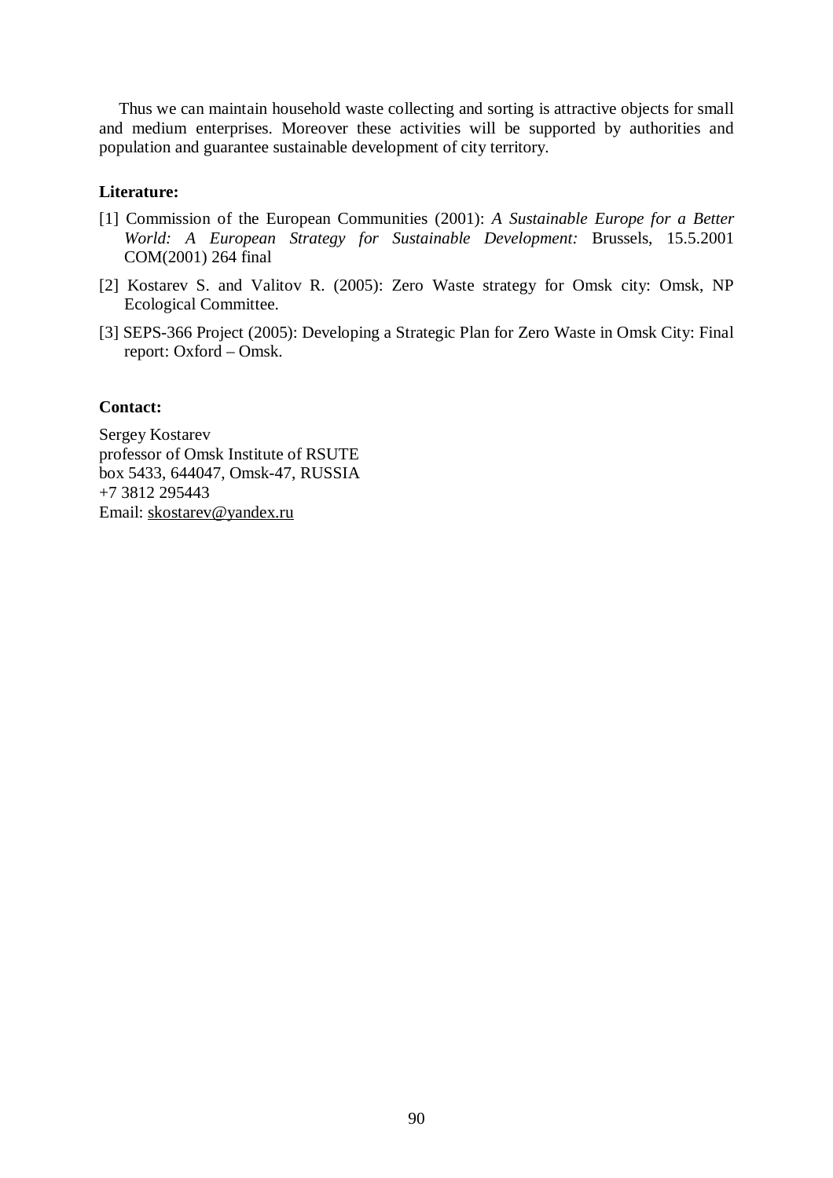Thus we can maintain household waste collecting and sorting is attractive objects for small and medium enterprises. Moreover these activities will be supported by authorities and population and guarantee sustainable development of city territory.

**Literature:**

[1] Commission of the European Communities (2001): *A Sustainable Europe for a Better World: A European Strategy for Sustainable Development:* Brussels, 15.5.2001 COM(2001) 264 final

[2] Kostarev S. and Valitov R. (2005): Zero Waste strategy for Omsk city: Omsk, NP Ecological Committee.

[3] SEPS-366 Project (2005): Developing a Strategic Plan for Zero Waste in Omsk City: Final report: Oxford – Omsk.

**Contact:**

Sergey Kostarev
professor of Omsk Institute of RSUTE
box 5433, 644047, Omsk-47, RUSSIA
+7 3812 295443
Email: skostarev@yandex.ru